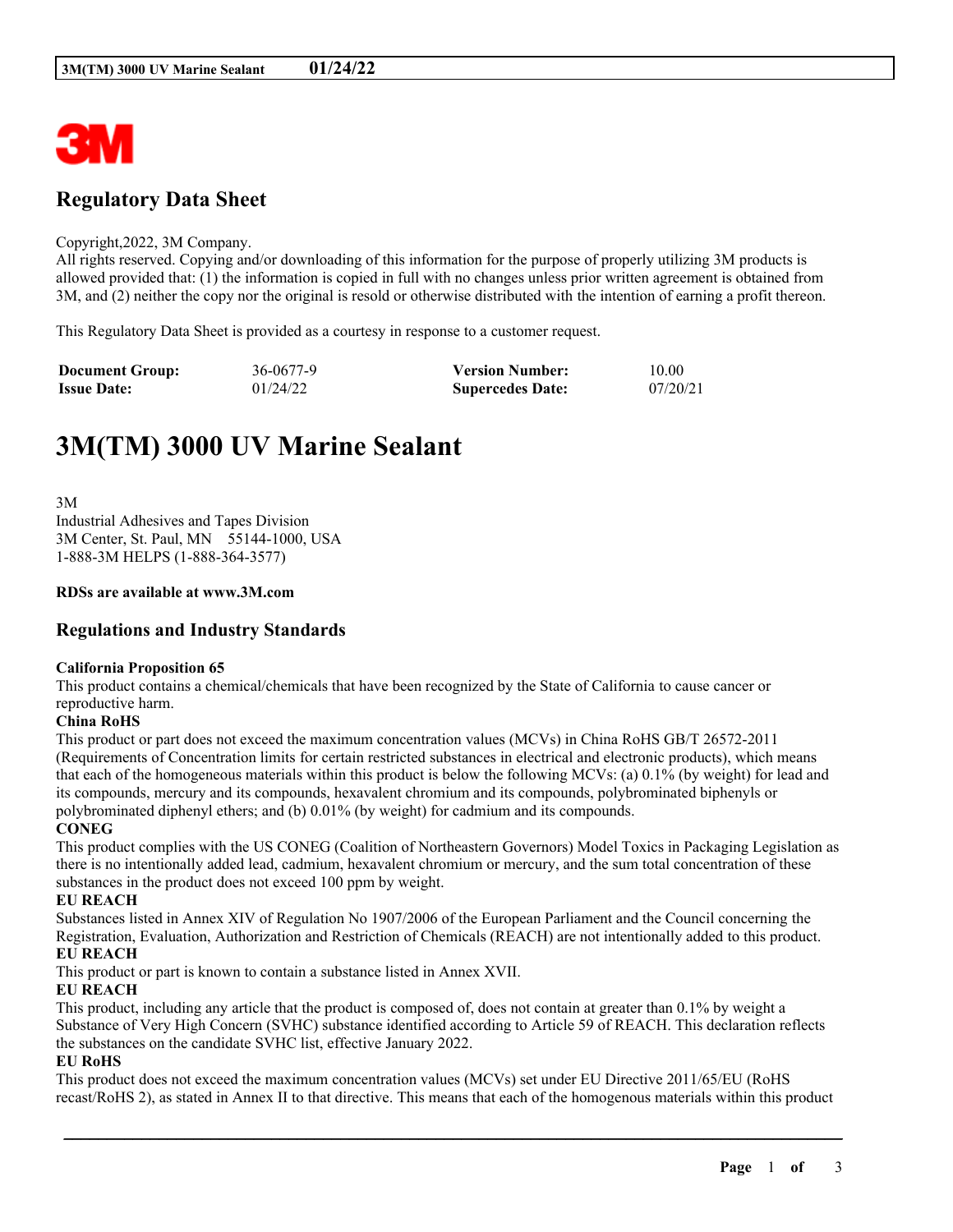# Regulatory Data Sheet

Copyright,2022, 3M Company.
All rights reserved. Copying and/or downloading of this information for the purpose of properly utilizing 3M products is allowed provided that: (1) the information is copied in full with no changes unless prior written agreement is obtained from 3M, and (2) neither the copy nor the original is resold or otherwise distributed with the intention of earning a profit thereon.

This Regulatory Data Sheet is provided as a courtesy in response to a customer request.

| **Document Group:** | 36-0677-9 | **Version Number:** | 10.00 |
|---|---|---|---|
| **Issue Date:** | 01/24/22 | **Supercedes Date:** | 07/20/21 |

# 3M(TM) 3000 UV Marine Sealant

3M
Industrial Adhesives and Tapes Division
3M Center, St. Paul, MN 55144-1000, USA
1-888-3M HELPS (1-888-364-3577)

**RDSs are available at www.3M.com**

## Regulations and Industry Standards

**California Proposition 65**
This product contains a chemical/chemicals that have been recognized by the State of California to cause cancer or reproductive harm.

**China RoHS**
This product or part does not exceed the maximum concentration values (MCVs) in China RoHS GB/T 26572-2011 (Requirements of Concentration limits for certain restricted substances in electrical and electronic products), which means that each of the homogeneous materials within this product is below the following MCVs: (a) 0.1% (by weight) for lead and its compounds, mercury and its compounds, hexavalent chromium and its compounds, polybrominated biphenyls or polybrominated diphenyl ethers; and (b) 0.01% (by weight) for cadmium and its compounds.

**CONEG**
This product complies with the US CONEG (Coalition of Northeastern Governors) Model Toxics in Packaging Legislation as there is no intentionally added lead, cadmium, hexavalent chromium or mercury, and the sum total concentration of these substances in the product does not exceed 100 ppm by weight.

**EU REACH**
Substances listed in Annex XIV of Regulation No 1907/2006 of the European Parliament and the Council concerning the Registration, Evaluation, Authorization and Restriction of Chemicals (REACH) are not intentionally added to this product.

**EU REACH**
This product or part is known to contain a substance listed in Annex XVII.

**EU REACH**
This product, including any article that the product is composed of, does not contain at greater than 0.1% by weight a Substance of Very High Concern (SVHC) substance identified according to Article 59 of REACH. This declaration reflects the substances on the candidate SVHC list, effective January 2022.

**EU RoHS**
This product does not exceed the maximum concentration values (MCVs) set under EU Directive 2011/65/EU (RoHS recast/RoHS 2), as stated in Annex II to that directive. This means that each of the homogenous materials within this product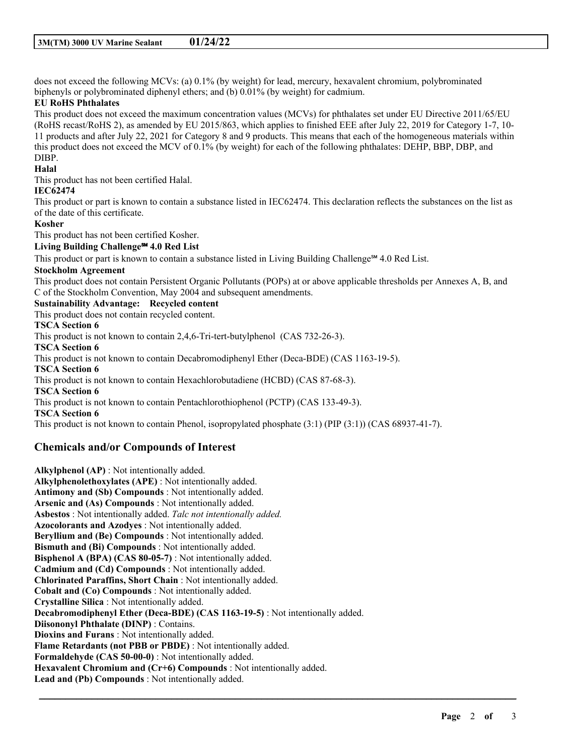does not exceed the following MCVs: (a) 0.1% (by weight) for lead, mercury, hexavalent chromium, polybrominated biphenyls or polybrominated diphenyl ethers; and (b) 0.01% (by weight) for cadmium.

**EU RoHS Phthalates**

This product does not exceed the maximum concentration values (MCVs) for phthalates set under EU Directive 2011/65/EU (RoHS recast/RoHS 2), as amended by EU 2015/863, which applies to finished EEE after July 22, 2019 for Category 1-7, 10-11 products and after July 22, 2021 for Category 8 and 9 products. This means that each of the homogeneous materials within this product does not exceed the MCV of 0.1% (by weight) for each of the following phthalates: DEHP, BBP, DBP, and DIBP.

**Halal**

This product has not been certified Halal.

**IEC62474**

This product or part is known to contain a substance listed in IEC62474. This declaration reflects the substances on the list as of the date of this certificate.

**Kosher**

This product has not been certified Kosher.

**Living Building Challenge℠ 4.0 Red List**

This product or part is known to contain a substance listed in Living Building Challenge℠ 4.0 Red List.

**Stockholm Agreement**

This product does not contain Persistent Organic Pollutants (POPs) at or above applicable thresholds per Annexes A, B, and C of the Stockholm Convention, May 2004 and subsequent amendments.

**Sustainability Advantage: Recycled content**

This product does not contain recycled content.

**TSCA Section 6**

This product is not known to contain 2,4,6-Tri-tert-butylphenol (CAS 732-26-3).

**TSCA Section 6**

This product is not known to contain Decabromodiphenyl Ether (Deca-BDE) (CAS 1163-19-5).

**TSCA Section 6**

This product is not known to contain Hexachlorobutadiene (HCBD) (CAS 87-68-3).

**TSCA Section 6**

This product is not known to contain Pentachlorothiophenol (PCTP) (CAS 133-49-3).

**TSCA Section 6**

This product is not known to contain Phenol, isopropylated phosphate (3:1) (PIP (3:1)) (CAS 68937-41-7).

## Chemicals and/or Compounds of Interest

**Alkylphenol (AP)** : Not intentionally added.
**Alkylphenolethoxylates (APE)** : Not intentionally added.
**Antimony and (Sb) Compounds** : Not intentionally added.
**Arsenic and (As) Compounds** : Not intentionally added.
**Asbestos** : Not intentionally added. *Talc not intentionally added.*
**Azocolorants and Azodyes** : Not intentionally added.
**Beryllium and (Be) Compounds** : Not intentionally added.
**Bismuth and (Bi) Compounds** : Not intentionally added.
**Bisphenol A (BPA) (CAS 80-05-7)** : Not intentionally added.
**Cadmium and (Cd) Compounds** : Not intentionally added.
**Chlorinated Paraffins, Short Chain** : Not intentionally added.
**Cobalt and (Co) Compounds** : Not intentionally added.
**Crystalline Silica** : Not intentionally added.
**Decabromodiphenyl Ether (Deca-BDE) (CAS 1163-19-5)** : Not intentionally added.
**Diisononyl Phthalate (DINP)** : Contains.
**Dioxins and Furans** : Not intentionally added.
**Flame Retardants (not PBB or PBDE)** : Not intentionally added.
**Formaldehyde (CAS 50-00-0)** : Not intentionally added.
**Hexavalent Chromium and (Cr+6) Compounds** : Not intentionally added.
**Lead and (Pb) Compounds** : Not intentionally added.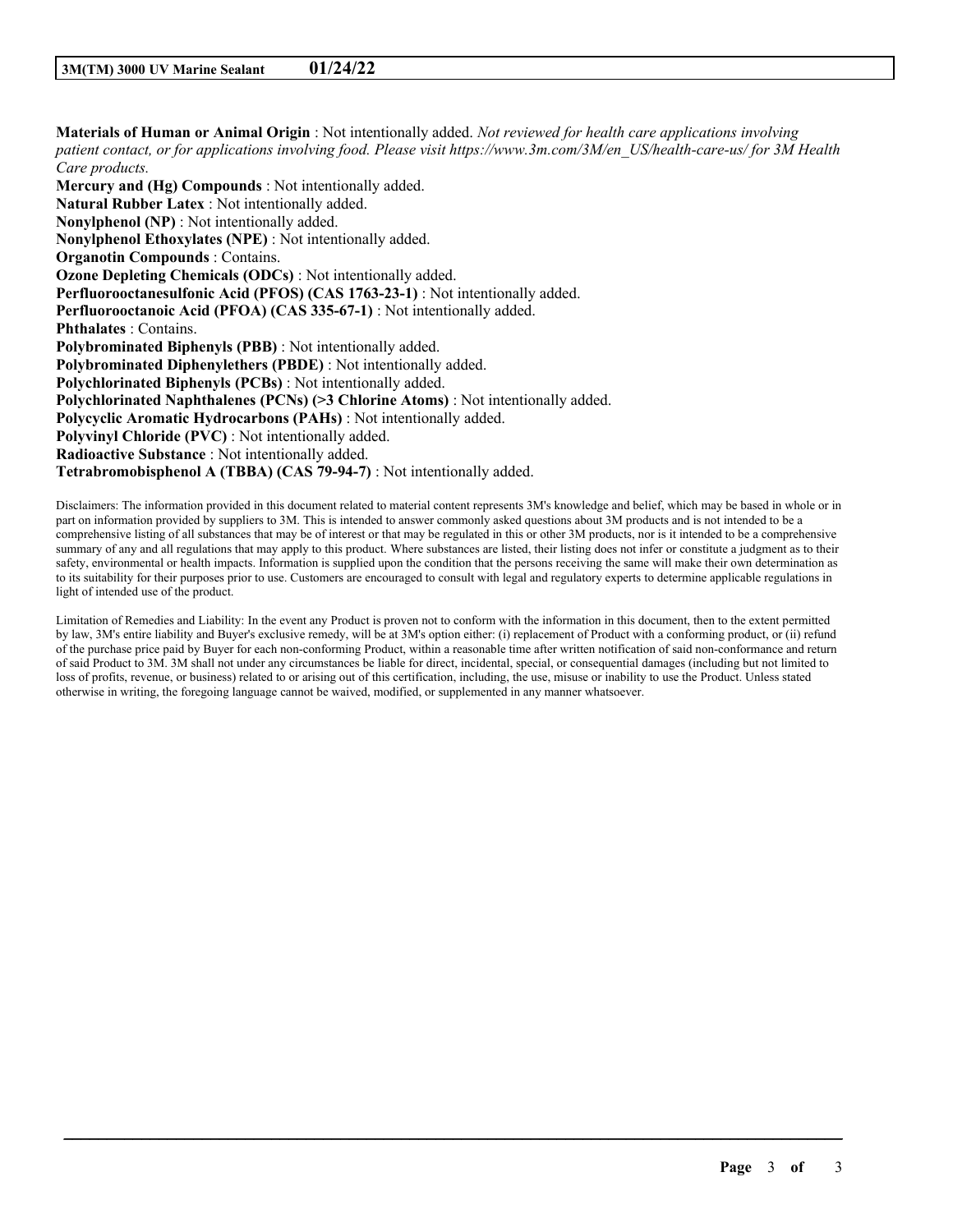**Materials of Human or Animal Origin** : Not intentionally added. *Not reviewed for health care applications involving patient contact, or for applications involving food. Please visit https://www.3m.com/3M/en_US/health-care-us/ for 3M Health Care products.*

**Mercury and (Hg) Compounds** : Not intentionally added.

**Natural Rubber Latex** : Not intentionally added.

**Nonylphenol (NP)** : Not intentionally added.

**Nonylphenol Ethoxylates (NPE)** : Not intentionally added.

**Organotin Compounds** : Contains.

**Ozone Depleting Chemicals (ODCs)** : Not intentionally added.

**Perfluorooctanesulfonic Acid (PFOS) (CAS 1763-23-1)** : Not intentionally added.

**Perfluorooctanoic Acid (PFOA) (CAS 335-67-1)** : Not intentionally added.

**Phthalates** : Contains.

**Polybrominated Biphenyls (PBB)** : Not intentionally added.

**Polybrominated Diphenylethers (PBDE)** : Not intentionally added.

**Polychlorinated Biphenyls (PCBs)** : Not intentionally added.

**Polychlorinated Naphthalenes (PCNs) (>3 Chlorine Atoms)** : Not intentionally added.

**Polycyclic Aromatic Hydrocarbons (PAHs)** : Not intentionally added.

**Polyvinyl Chloride (PVC)** : Not intentionally added.

**Radioactive Substance** : Not intentionally added.

**Tetrabromobisphenol A (TBBA) (CAS 79-94-7)** : Not intentionally added.

Disclaimers: The information provided in this document related to material content represents 3M's knowledge and belief, which may be based in whole or in part on information provided by suppliers to 3M. This is intended to answer commonly asked questions about 3M products and is not intended to be a comprehensive listing of all substances that may be of interest or that may be regulated in this or other 3M products, nor is it intended to be a comprehensive summary of any and all regulations that may apply to this product. Where substances are listed, their listing does not infer or constitute a judgment as to their safety, environmental or health impacts. Information is supplied upon the condition that the persons receiving the same will make their own determination as to its suitability for their purposes prior to use. Customers are encouraged to consult with legal and regulatory experts to determine applicable regulations in light of intended use of the product.

Limitation of Remedies and Liability: In the event any Product is proven not to conform with the information in this document, then to the extent permitted by law, 3M's entire liability and Buyer's exclusive remedy, will be at 3M's option either: (i) replacement of Product with a conforming product, or (ii) refund of the purchase price paid by Buyer for each non-conforming Product, within a reasonable time after written notification of said non-conformance and return of said Product to 3M. 3M shall not under any circumstances be liable for direct, incidental, special, or consequential damages (including but not limited to loss of profits, revenue, or business) related to or arising out of this certification, including, the use, misuse or inability to use the Product. Unless stated otherwise in writing, the foregoing language cannot be waived, modified, or supplemented in any manner whatsoever.